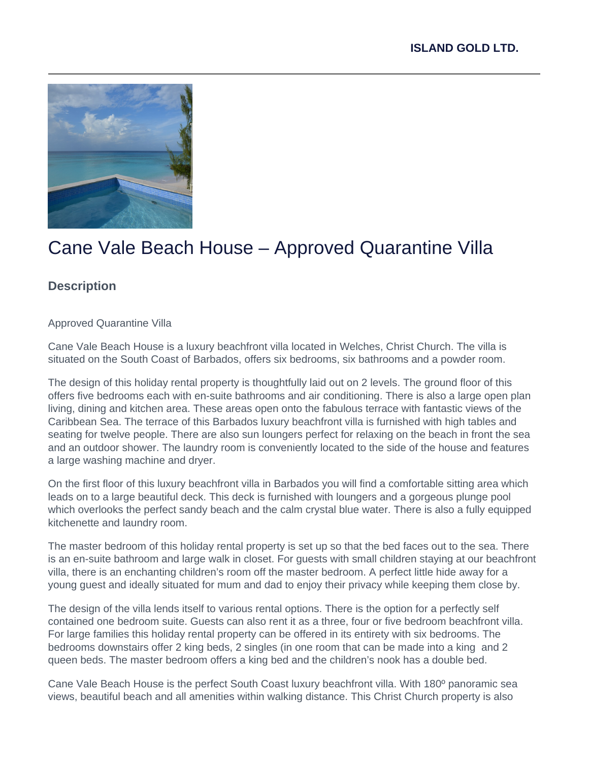# Cane Vale Beach House – Approved Quarantine Villa

## Description

Approved Quarantine Villa

Cane Vale Beach House is a luxury beachfront villa located in Welches, Christ Church. The villa is situated on the South Coast of Barbados, offers six bedrooms, six bathrooms and a powder room.

The design of this holiday rental property is thoughtfully laid out on 2 levels. The ground floor of this offers five bedrooms each with en-suite bathrooms and air conditioning. There is also a large open plan living, dining and kitchen area. These areas open onto the fabulous terrace with fantastic views of the Caribbean Sea. The terrace of this Barbados luxury beachfront villa is furnished with high tables and seating for twelve people. There are also sun loungers perfect for relaxing on the beach in front the sea and an outdoor shower. The laundry room is conveniently located to the side of the house and features a large washing machine and dryer.

On the first floor of this luxury beachfront villa in Barbados you will find a comfortable sitting area which leads on to a large beautiful deck. This deck is furnished with loungers and a gorgeous plunge pool which overlooks the perfect sandy beach and the calm crystal blue water. There is also a fully equipped kitchenette and laundry room.

The master bedroom of this holiday rental property is set up so that the bed faces out to the sea. There is an en-suite bathroom and large walk in closet. For guests with small children staying at our beachfront villa, there is an enchanting children's room off the master bedroom. A perfect little hide away for a young guest and ideally situated for mum and dad to enjoy their privacy while keeping them close by.

The design of the villa lends itself to various rental options. There is the option for a perfectly self contained one bedroom suite. Guests can also rent it as a three, four or five bedroom beachfront villa. For large families this holiday rental property can be offered in its entirety with six bedrooms. The bedrooms downstairs offer 2 king beds, 2 singles (in one room that can be made into a king and 2 queen beds. The master bedroom offers a king bed and the children's nook has a double bed.

Cane Vale Beach House is the perfect South Coast luxury beachfront villa. With 180º panoramic sea views, beautiful beach and all amenities within walking distance. This Christ Church property is also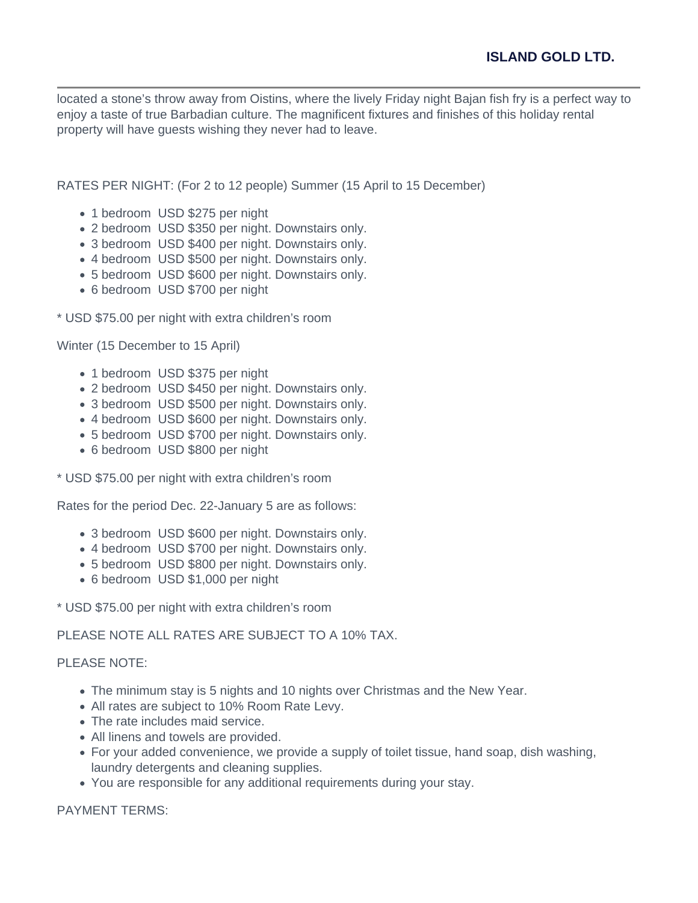located a stone's throw away from Oistins, where the lively Friday night Bajan fish fry is a perfect way to enjoy a taste of true Barbadian culture. The magnificent fixtures and finishes of this holiday rental property will have guests wishing they never had to leave.

RATES PER NIGHT: (For 2 to 12 people) Summer (15 April to 15 December)

- 1 bedroom  USD $275 per night
- 2 bedroom  USD $350 per night. Downstairs only.
- 3 bedroom  USD $400 per night. Downstairs only.
- 4 bedroom  USD $500 per night. Downstairs only.
- 5 bedroom  USD $600 per night. Downstairs only.
- 6 bedroom  USD $700 per night

* USD $75.00 per night with extra children's room

Winter (15 December to 15 April)

- 1 bedroom  USD $375 per night
- 2 bedroom  USD $450 per night. Downstairs only.
- 3 bedroom  USD $500 per night. Downstairs only.
- 4 bedroom  USD $600 per night. Downstairs only.
- 5 bedroom  USD $700 per night. Downstairs only.
- 6 bedroom  USD $800 per night

* USD $75.00 per night with extra children's room

Rates for the period Dec. 22-January 5 are as follows:

- 3 bedroom  USD $600 per night. Downstairs only.
- 4 bedroom  USD $700 per night. Downstairs only.
- 5 bedroom  USD $800 per night. Downstairs only.
- 6 bedroom  USD $1,000 per night

* USD $75.00 per night with extra children's room

PLEASE NOTE ALL RATES ARE SUBJECT TO A 10% TAX.

PLEASE NOTE:

- The minimum stay is 5 nights and 10 nights over Christmas and the New Year.
- All rates are subject to 10% Room Rate Levy.
- The rate includes maid service.
- All linens and towels are provided.
- For your added convenience, we provide a supply of toilet tissue, hand soap, dish washing, laundry detergents and cleaning supplies.
- You are responsible for any additional requirements during your stay.

PAYMENT TERMS: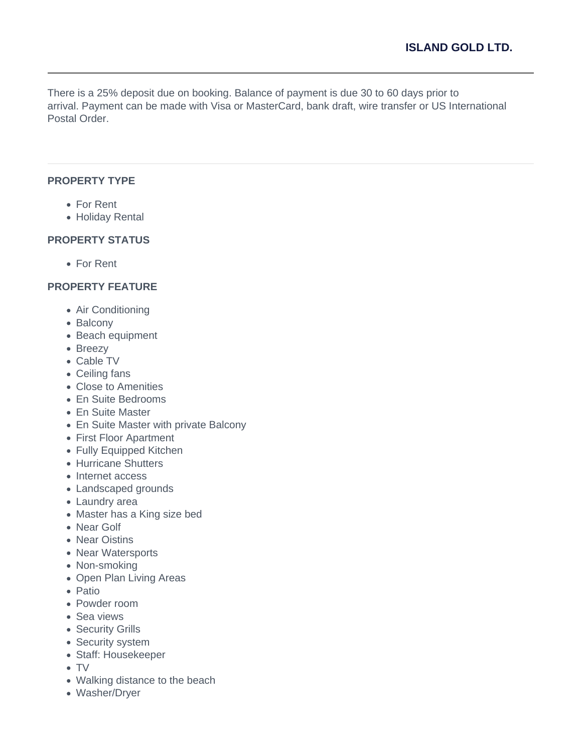There is a 25% deposit due on booking. Balance of payment is due 30 to 60 days prior to arrival. Payment can be made with Visa or MasterCard, bank draft, wire transfer or US International Postal Order.

### PROPERTY TYPE

- For Rent
- Holiday Rental

### PROPERTY STATUS

- For Rent

### PROPERTY FEATURE

- Air Conditioning
- Balcony
- Beach equipment
- Breezy
- Cable TV
- Ceiling fans
- Close to Amenities
- En Suite Bedrooms
- En Suite Master
- En Suite Master with private Balcony
- First Floor Apartment
- Fully Equipped Kitchen
- Hurricane Shutters
- Internet access
- Landscaped grounds
- Laundry area
- Master has a King size bed
- Near Golf
- Near Oistins
- Near Watersports
- Non-smoking
- Open Plan Living Areas
- Patio
- Powder room
- Sea views
- Security Grills
- Security system
- Staff: Housekeeper
- TV
- Walking distance to the beach
- Washer/Dryer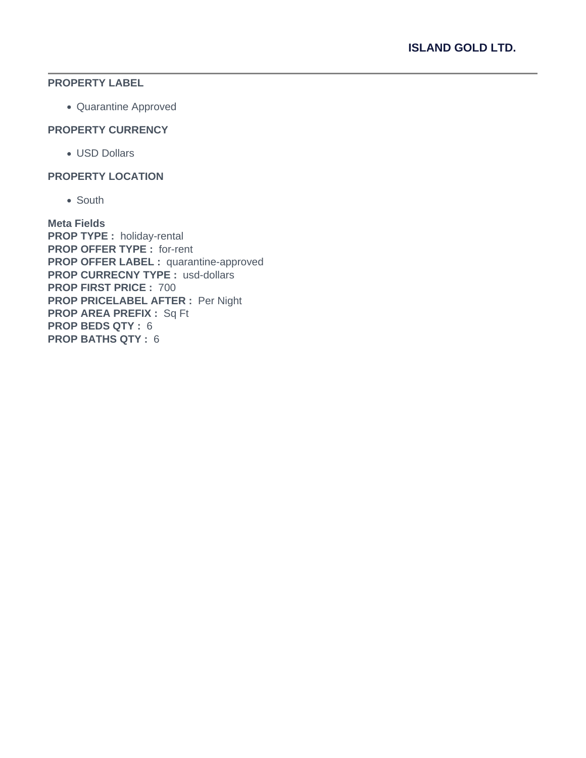**PROPERTY LABEL**

- Quarantine Approved

**PROPERTY CURRENCY**

- USD Dollars

**PROPERTY LOCATION**

- South

**Meta Fields**
**PROP TYPE :** holiday-rental
**PROP OFFER TYPE :** for-rent
**PROP OFFER LABEL :** quarantine-approved
**PROP CURRECNY TYPE :** usd-dollars
**PROP FIRST PRICE :** 700
**PROP PRICELABEL AFTER :** Per Night
**PROP AREA PREFIX :** Sq Ft
**PROP BEDS QTY :** 6
**PROP BATHS QTY :** 6